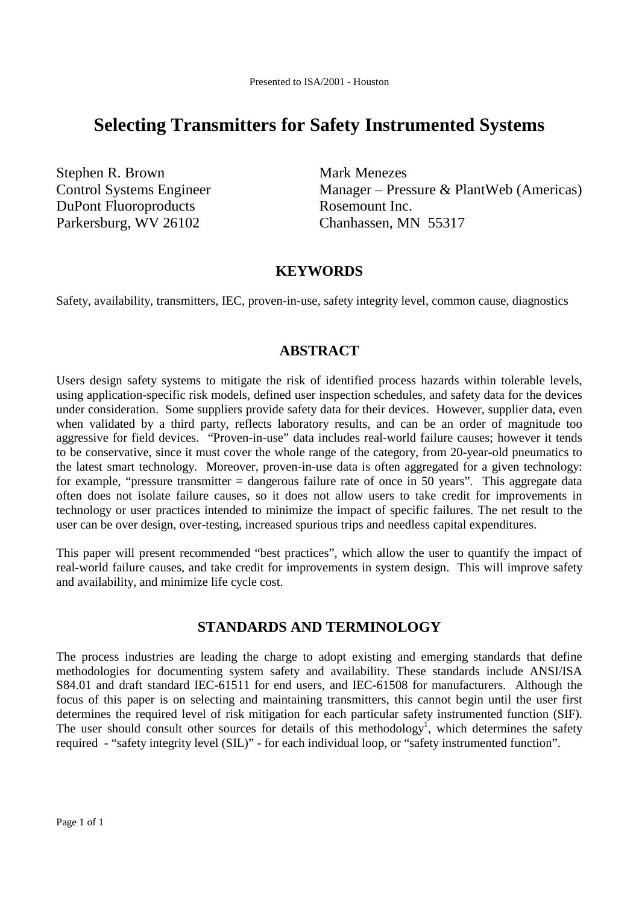Presented to ISA/2001 - Houston

# Selecting Transmitters for Safety Instrumented Systems

Stephen R. Brown
Control Systems Engineer
DuPont Fluoroproducts
Parkersburg, WV 26102

Mark Menezes
Manager – Pressure & PlantWeb (Americas)
Rosemount Inc.
Chanhassen, MN 55317

## KEYWORDS

Safety, availability, transmitters, IEC, proven-in-use, safety integrity level, common cause, diagnostics

## ABSTRACT

Users design safety systems to mitigate the risk of identified process hazards within tolerable levels, using application-specific risk models, defined user inspection schedules, and safety data for the devices under consideration. Some suppliers provide safety data for their devices. However, supplier data, even when validated by a third party, reflects laboratory results, and can be an order of magnitude too aggressive for field devices. "Proven-in-use" data includes real-world failure causes; however it tends to be conservative, since it must cover the whole range of the category, from 20-year-old pneumatics to the latest smart technology. Moreover, proven-in-use data is often aggregated for a given technology: for example, "pressure transmitter = dangerous failure rate of once in 50 years". This aggregate data often does not isolate failure causes, so it does not allow users to take credit for improvements in technology or user practices intended to minimize the impact of specific failures. The net result to the user can be over design, over-testing, increased spurious trips and needless capital expenditures.

This paper will present recommended "best practices", which allow the user to quantify the impact of real-world failure causes, and take credit for improvements in system design. This will improve safety and availability, and minimize life cycle cost.

## STANDARDS AND TERMINOLOGY

The process industries are leading the charge to adopt existing and emerging standards that define methodologies for documenting system safety and availability. These standards include ANSI/ISA S84.01 and draft standard IEC-61511 for end users, and IEC-61508 for manufacturers. Although the focus of this paper is on selecting and maintaining transmitters, this cannot begin until the user first determines the required level of risk mitigation for each particular safety instrumented function (SIF). The user should consult other sources for details of this methodology[1], which determines the safety required - "safety integrity level (SIL)" - for each individual loop, or "safety instrumented function".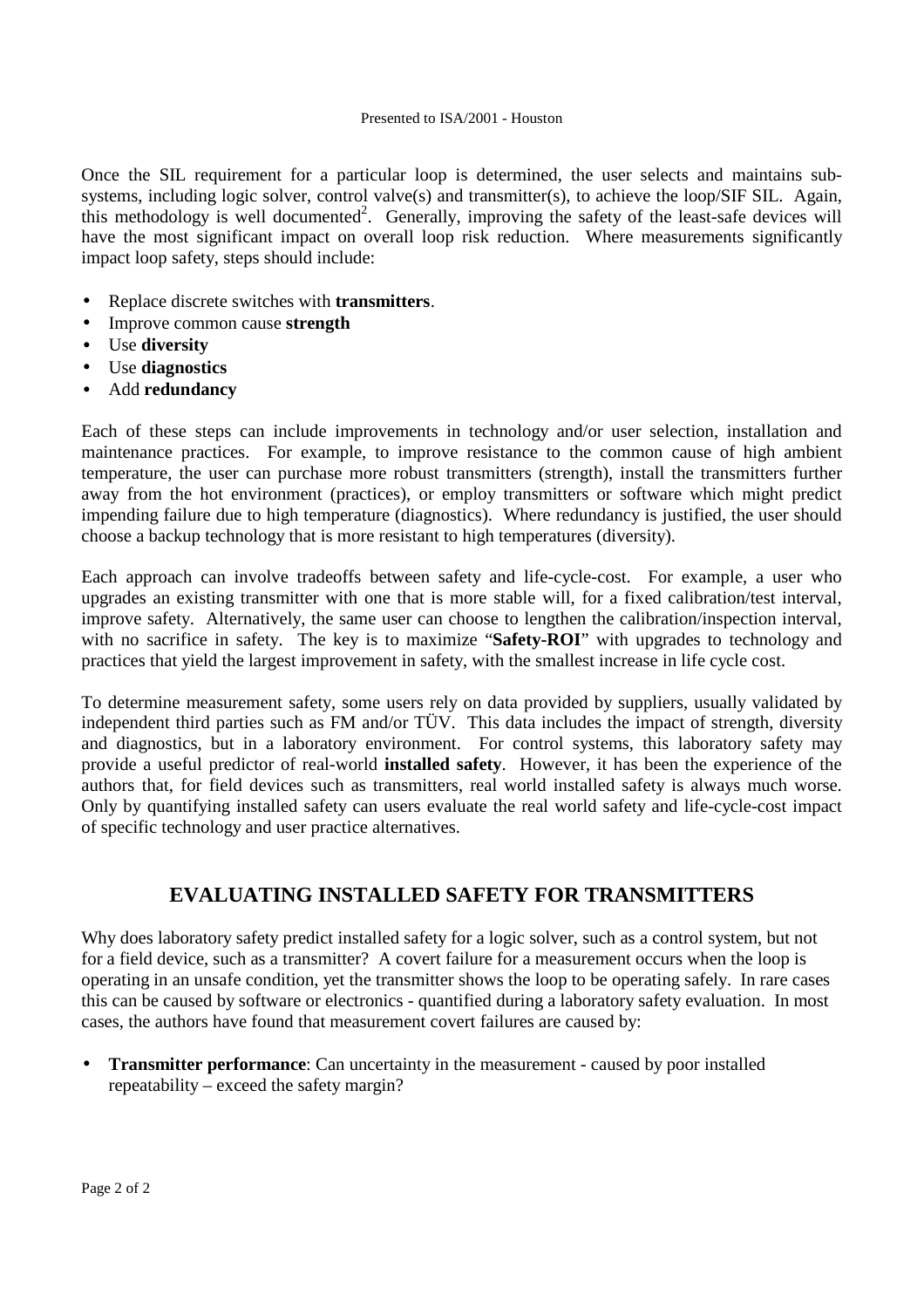Once the SIL requirement for a particular loop is determined, the user selects and maintains sub-systems, including logic solver, control valve(s) and transmitter(s), to achieve the loop/SIF SIL. Again, this methodology is well documented[2]. Generally, improving the safety of the least-safe devices will have the most significant impact on overall loop risk reduction. Where measurements significantly impact loop safety, steps should include:

- Replace discrete switches with **transmitters**.
- Improve common cause **strength**
- Use **diversity**
- Use **diagnostics**
- Add **redundancy**

Each of these steps can include improvements in technology and/or user selection, installation and maintenance practices. For example, to improve resistance to the common cause of high ambient temperature, the user can purchase more robust transmitters (strength), install the transmitters further away from the hot environment (practices), or employ transmitters or software which might predict impending failure due to high temperature (diagnostics). Where redundancy is justified, the user should choose a backup technology that is more resistant to high temperatures (diversity).

Each approach can involve tradeoffs between safety and life-cycle-cost. For example, a user who upgrades an existing transmitter with one that is more stable will, for a fixed calibration/test interval, improve safety. Alternatively, the same user can choose to lengthen the calibration/inspection interval, with no sacrifice in safety. The key is to maximize "**Safety-ROI**" with upgrades to technology and practices that yield the largest improvement in safety, with the smallest increase in life cycle cost.

To determine measurement safety, some users rely on data provided by suppliers, usually validated by independent third parties such as FM and/or TÜV. This data includes the impact of strength, diversity and diagnostics, but in a laboratory environment. For control systems, this laboratory safety may provide a useful predictor of real-world **installed safety**. However, it has been the experience of the authors that, for field devices such as transmitters, real world installed safety is always much worse. Only by quantifying installed safety can users evaluate the real world safety and life-cycle-cost impact of specific technology and user practice alternatives.

## EVALUATING INSTALLED SAFETY FOR TRANSMITTERS

Why does laboratory safety predict installed safety for a logic solver, such as a control system, but not for a field device, such as a transmitter? A covert failure for a measurement occurs when the loop is operating in an unsafe condition, yet the transmitter shows the loop to be operating safely. In rare cases this can be caused by software or electronics - quantified during a laboratory safety evaluation. In most cases, the authors have found that measurement covert failures are caused by:

- **Transmitter performance**: Can uncertainty in the measurement - caused by poor installed repeatability – exceed the safety margin?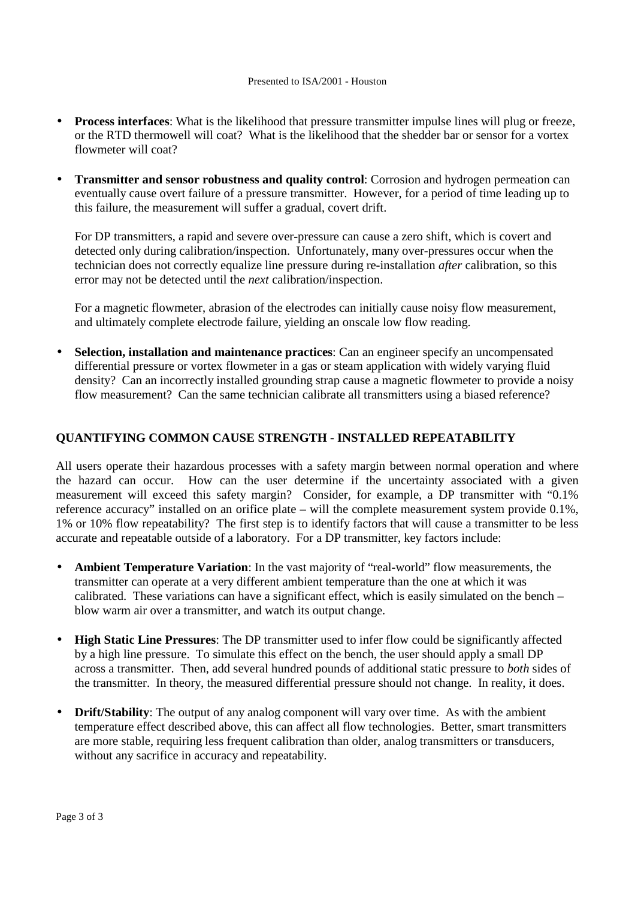- **Process interfaces**: What is the likelihood that pressure transmitter impulse lines will plug or freeze, or the RTD thermowell will coat? What is the likelihood that the shedder bar or sensor for a vortex flowmeter will coat?

- **Transmitter and sensor robustness and quality control**: Corrosion and hydrogen permeation can eventually cause overt failure of a pressure transmitter. However, for a period of time leading up to this failure, the measurement will suffer a gradual, covert drift.

  For DP transmitters, a rapid and severe over-pressure can cause a zero shift, which is covert and detected only during calibration/inspection. Unfortunately, many over-pressures occur when the technician does not correctly equalize line pressure during re-installation *after* calibration, so this error may not be detected until the *next* calibration/inspection.

  For a magnetic flowmeter, abrasion of the electrodes can initially cause noisy flow measurement, and ultimately complete electrode failure, yielding an onscale low flow reading.

- **Selection, installation and maintenance practices**: Can an engineer specify an uncompensated differential pressure or vortex flowmeter in a gas or steam application with widely varying fluid density? Can an incorrectly installed grounding strap cause a magnetic flowmeter to provide a noisy flow measurement? Can the same technician calibrate all transmitters using a biased reference?

## QUANTIFYING COMMON CAUSE STRENGTH - INSTALLED REPEATABILITY

All users operate their hazardous processes with a safety margin between normal operation and where the hazard can occur. How can the user determine if the uncertainty associated with a given measurement will exceed this safety margin? Consider, for example, a DP transmitter with "0.1% reference accuracy" installed on an orifice plate – will the complete measurement system provide 0.1%, 1% or 10% flow repeatability? The first step is to identify factors that will cause a transmitter to be less accurate and repeatable outside of a laboratory. For a DP transmitter, key factors include:

- **Ambient Temperature Variation**: In the vast majority of "real-world" flow measurements, the transmitter can operate at a very different ambient temperature than the one at which it was calibrated. These variations can have a significant effect, which is easily simulated on the bench – blow warm air over a transmitter, and watch its output change.

- **High Static Line Pressures**: The DP transmitter used to infer flow could be significantly affected by a high line pressure. To simulate this effect on the bench, the user should apply a small DP across a transmitter. Then, add several hundred pounds of additional static pressure to *both* sides of the transmitter. In theory, the measured differential pressure should not change. In reality, it does.

- **Drift/Stability**: The output of any analog component will vary over time. As with the ambient temperature effect described above, this can affect all flow technologies. Better, smart transmitters are more stable, requiring less frequent calibration than older, analog transmitters or transducers, without any sacrifice in accuracy and repeatability.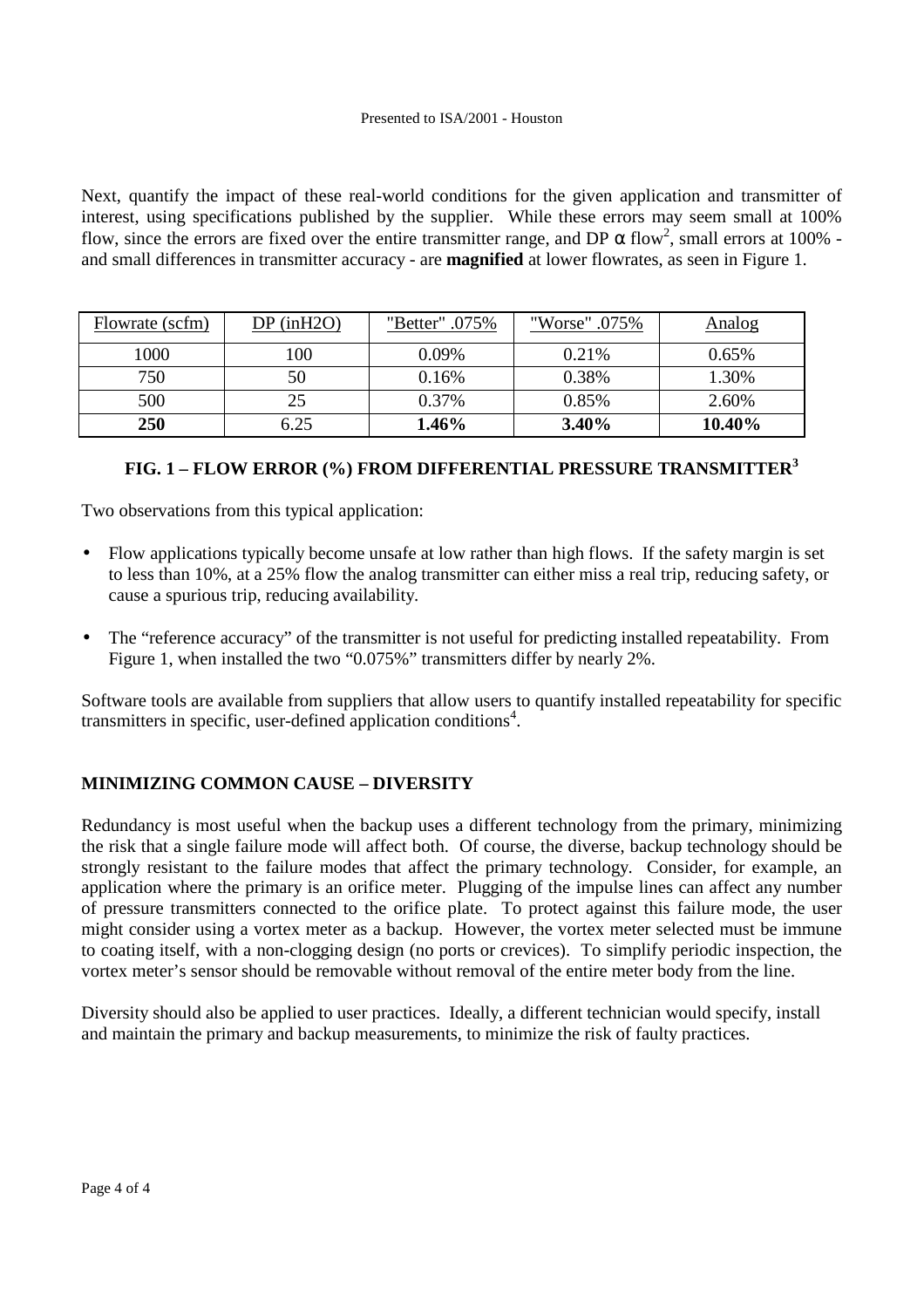Next, quantify the impact of these real-world conditions for the given application and transmitter of interest, using specifications published by the supplier. While these errors may seem small at 100% flow, since the errors are fixed over the entire transmitter range, and DP $\alpha$ flow$^2$, small errors at 100% - and small differences in transmitter accuracy - are **magnified** at lower flowrates, as seen in Figure 1.

| Flowrate (scfm) | DP (inH2O) | "Better" .075% | "Worse" .075% | Analog |
|---|---|---|---|---|
| 1000 | 100 | 0.09% | 0.21% | 0.65% |
| 750 | 50 | 0.16% | 0.38% | 1.30% |
| 500 | 25 | 0.37% | 0.85% | 2.60% |
| **250** | 6.25 | **1.46%** | **3.40%** | **10.40%** |

**FIG. 1 – FLOW ERROR (%) FROM DIFFERENTIAL PRESSURE TRANSMITTER[3]**

Two observations from this typical application:

- Flow applications typically become unsafe at low rather than high flows. If the safety margin is set to less than 10%, at a 25% flow the analog transmitter can either miss a real trip, reducing safety, or cause a spurious trip, reducing availability.
- The "reference accuracy" of the transmitter is not useful for predicting installed repeatability. From Figure 1, when installed the two "0.075%" transmitters differ by nearly 2%.

Software tools are available from suppliers that allow users to quantify installed repeatability for specific transmitters in specific, user-defined application conditions[4].

## MINIMIZING COMMON CAUSE – DIVERSITY

Redundancy is most useful when the backup uses a different technology from the primary, minimizing the risk that a single failure mode will affect both. Of course, the diverse, backup technology should be strongly resistant to the failure modes that affect the primary technology. Consider, for example, an application where the primary is an orifice meter. Plugging of the impulse lines can affect any number of pressure transmitters connected to the orifice plate. To protect against this failure mode, the user might consider using a vortex meter as a backup. However, the vortex meter selected must be immune to coating itself, with a non-clogging design (no ports or crevices). To simplify periodic inspection, the vortex meter's sensor should be removable without removal of the entire meter body from the line.

Diversity should also be applied to user practices. Ideally, a different technician would specify, install and maintain the primary and backup measurements, to minimize the risk of faulty practices.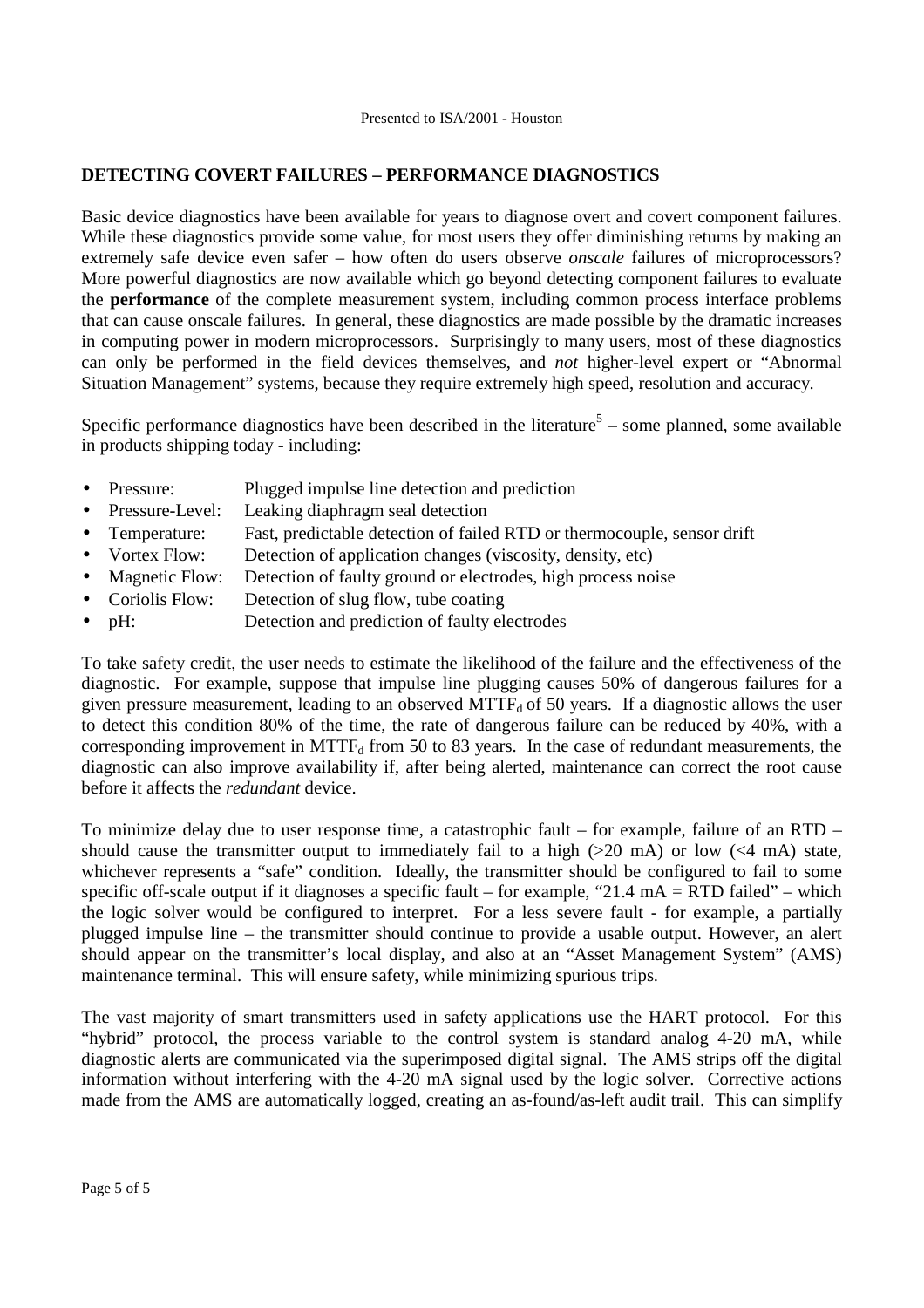## DETECTING COVERT FAILURES – PERFORMANCE DIAGNOSTICS

Basic device diagnostics have been available for years to diagnose overt and covert component failures. While these diagnostics provide some value, for most users they offer diminishing returns by making an extremely safe device even safer – how often do users observe *onscale* failures of microprocessors? More powerful diagnostics are now available which go beyond detecting component failures to evaluate the **performance** of the complete measurement system, including common process interface problems that can cause onscale failures. In general, these diagnostics are made possible by the dramatic increases in computing power in modern microprocessors. Surprisingly to many users, most of these diagnostics can only be performed in the field devices themselves, and *not* higher-level expert or "Abnormal Situation Management" systems, because they require extremely high speed, resolution and accuracy.

Specific performance diagnostics have been described in the literature[5] – some planned, some available in products shipping today - including:

- Pressure: Plugged impulse line detection and prediction
- Pressure-Level: Leaking diaphragm seal detection
- Temperature: Fast, predictable detection of failed RTD or thermocouple, sensor drift
- Vortex Flow: Detection of application changes (viscosity, density, etc)
- Magnetic Flow: Detection of faulty ground or electrodes, high process noise
- Coriolis Flow: Detection of slug flow, tube coating
- pH: Detection and prediction of faulty electrodes

To take safety credit, the user needs to estimate the likelihood of the failure and the effectiveness of the diagnostic. For example, suppose that impulse line plugging causes 50% of dangerous failures for a given pressure measurement, leading to an observed $MTTF_d$ of 50 years. If a diagnostic allows the user to detect this condition 80% of the time, the rate of dangerous failure can be reduced by 40%, with a corresponding improvement in $MTTF_d$ from 50 to 83 years. In the case of redundant measurements, the diagnostic can also improve availability if, after being alerted, maintenance can correct the root cause before it affects the *redundant* device.

To minimize delay due to user response time, a catastrophic fault – for example, failure of an RTD – should cause the transmitter output to immediately fail to a high (>20 mA) or low (<4 mA) state, whichever represents a "safe" condition. Ideally, the transmitter should be configured to fail to some specific off-scale output if it diagnoses a specific fault – for example, "21.4 mA = RTD failed" – which the logic solver would be configured to interpret. For a less severe fault - for example, a partially plugged impulse line – the transmitter should continue to provide a usable output. However, an alert should appear on the transmitter's local display, and also at an "Asset Management System" (AMS) maintenance terminal. This will ensure safety, while minimizing spurious trips.

The vast majority of smart transmitters used in safety applications use the HART protocol. For this "hybrid" protocol, the process variable to the control system is standard analog 4-20 mA, while diagnostic alerts are communicated via the superimposed digital signal. The AMS strips off the digital information without interfering with the 4-20 mA signal used by the logic solver. Corrective actions made from the AMS are automatically logged, creating an as-found/as-left audit trail. This can simplify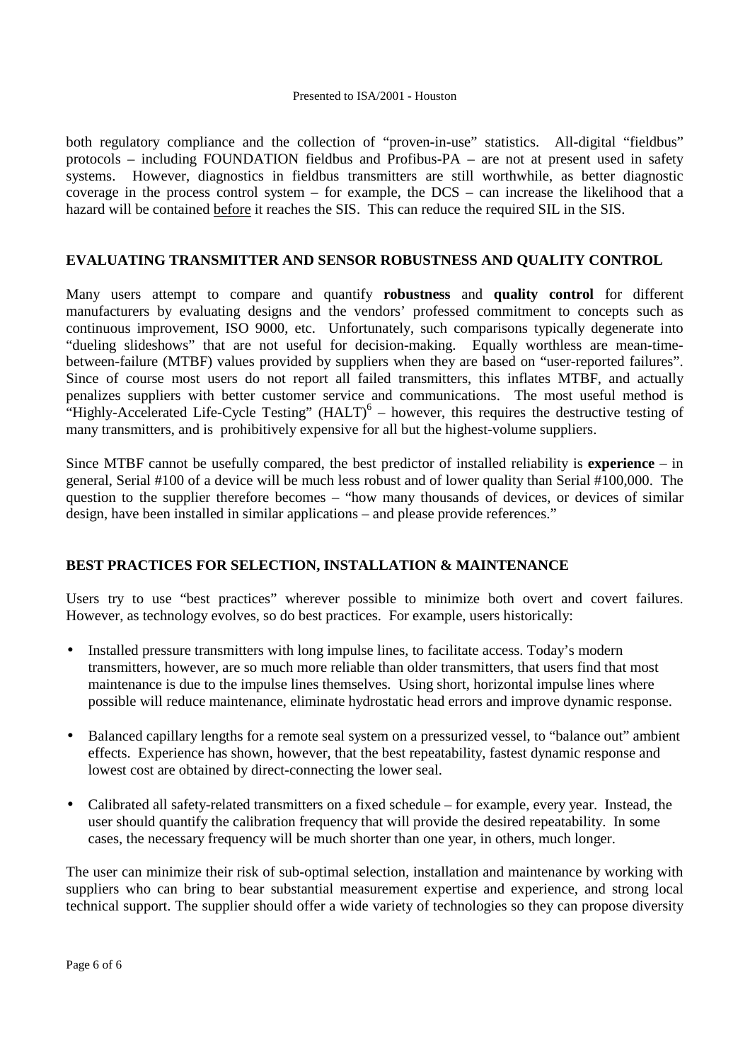both regulatory compliance and the collection of "proven-in-use" statistics. All-digital "fieldbus" protocols – including FOUNDATION fieldbus and Profibus-PA – are not at present used in safety systems. However, diagnostics in fieldbus transmitters are still worthwhile, as better diagnostic coverage in the process control system – for example, the DCS – can increase the likelihood that a hazard will be contained before it reaches the SIS. This can reduce the required SIL in the SIS.

## EVALUATING TRANSMITTER AND SENSOR ROBUSTNESS AND QUALITY CONTROL

Many users attempt to compare and quantify **robustness** and **quality control** for different manufacturers by evaluating designs and the vendors' professed commitment to concepts such as continuous improvement, ISO 9000, etc. Unfortunately, such comparisons typically degenerate into "dueling slideshows" that are not useful for decision-making. Equally worthless are mean-time-between-failure (MTBF) values provided by suppliers when they are based on "user-reported failures". Since of course most users do not report all failed transmitters, this inflates MTBF, and actually penalizes suppliers with better customer service and communications. The most useful method is "Highly-Accelerated Life-Cycle Testing" (HALT)[6] – however, this requires the destructive testing of many transmitters, and is prohibitively expensive for all but the highest-volume suppliers.

Since MTBF cannot be usefully compared, the best predictor of installed reliability is **experience** – in general, Serial #100 of a device will be much less robust and of lower quality than Serial #100,000. The question to the supplier therefore becomes – "how many thousands of devices, or devices of similar design, have been installed in similar applications – and please provide references."

## BEST PRACTICES FOR SELECTION, INSTALLATION & MAINTENANCE

Users try to use "best practices" wherever possible to minimize both overt and covert failures. However, as technology evolves, so do best practices. For example, users historically:

- Installed pressure transmitters with long impulse lines, to facilitate access. Today's modern transmitters, however, are so much more reliable than older transmitters, that users find that most maintenance is due to the impulse lines themselves. Using short, horizontal impulse lines where possible will reduce maintenance, eliminate hydrostatic head errors and improve dynamic response.
- Balanced capillary lengths for a remote seal system on a pressurized vessel, to "balance out" ambient effects. Experience has shown, however, that the best repeatability, fastest dynamic response and lowest cost are obtained by direct-connecting the lower seal.
- Calibrated all safety-related transmitters on a fixed schedule – for example, every year. Instead, the user should quantify the calibration frequency that will provide the desired repeatability. In some cases, the necessary frequency will be much shorter than one year, in others, much longer.

The user can minimize their risk of sub-optimal selection, installation and maintenance by working with suppliers who can bring to bear substantial measurement expertise and experience, and strong local technical support. The supplier should offer a wide variety of technologies so they can propose diversity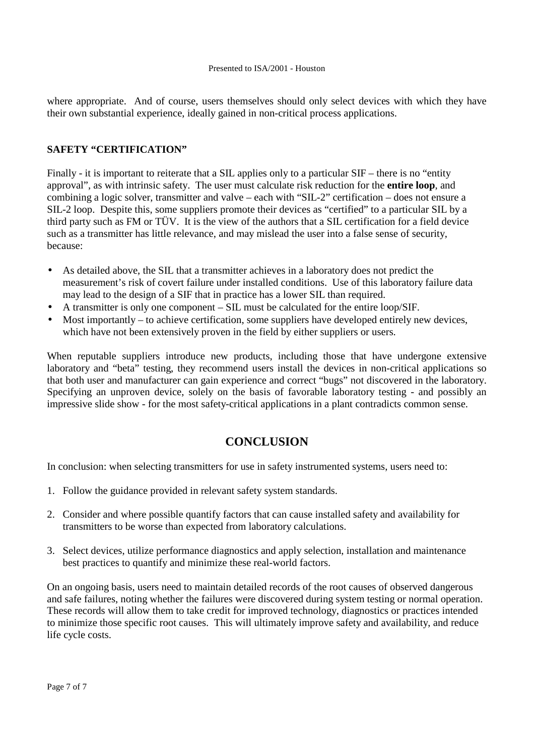where appropriate. And of course, users themselves should only select devices with which they have their own substantial experience, ideally gained in non-critical process applications.

### SAFETY "CERTIFICATION"

Finally - it is important to reiterate that a SIL applies only to a particular SIF – there is no "entity approval", as with intrinsic safety. The user must calculate risk reduction for the **entire loop**, and combining a logic solver, transmitter and valve – each with "SIL-2" certification – does not ensure a SIL-2 loop. Despite this, some suppliers promote their devices as "certified" to a particular SIL by a third party such as FM or TÜV. It is the view of the authors that a SIL certification for a field device such as a transmitter has little relevance, and may mislead the user into a false sense of security, because:

- As detailed above, the SIL that a transmitter achieves in a laboratory does not predict the measurement's risk of covert failure under installed conditions. Use of this laboratory failure data may lead to the design of a SIF that in practice has a lower SIL than required.
- A transmitter is only one component – SIL must be calculated for the entire loop/SIF.
- Most importantly – to achieve certification, some suppliers have developed entirely new devices, which have not been extensively proven in the field by either suppliers or users.

When reputable suppliers introduce new products, including those that have undergone extensive laboratory and "beta" testing, they recommend users install the devices in non-critical applications so that both user and manufacturer can gain experience and correct "bugs" not discovered in the laboratory. Specifying an unproven device, solely on the basis of favorable laboratory testing - and possibly an impressive slide show - for the most safety-critical applications in a plant contradicts common sense.

## CONCLUSION

In conclusion: when selecting transmitters for use in safety instrumented systems, users need to:

1. Follow the guidance provided in relevant safety system standards.

2. Consider and where possible quantify factors that can cause installed safety and availability for transmitters to be worse than expected from laboratory calculations.

3. Select devices, utilize performance diagnostics and apply selection, installation and maintenance best practices to quantify and minimize these real-world factors.

On an ongoing basis, users need to maintain detailed records of the root causes of observed dangerous and safe failures, noting whether the failures were discovered during system testing or normal operation. These records will allow them to take credit for improved technology, diagnostics or practices intended to minimize those specific root causes. This will ultimately improve safety and availability, and reduce life cycle costs.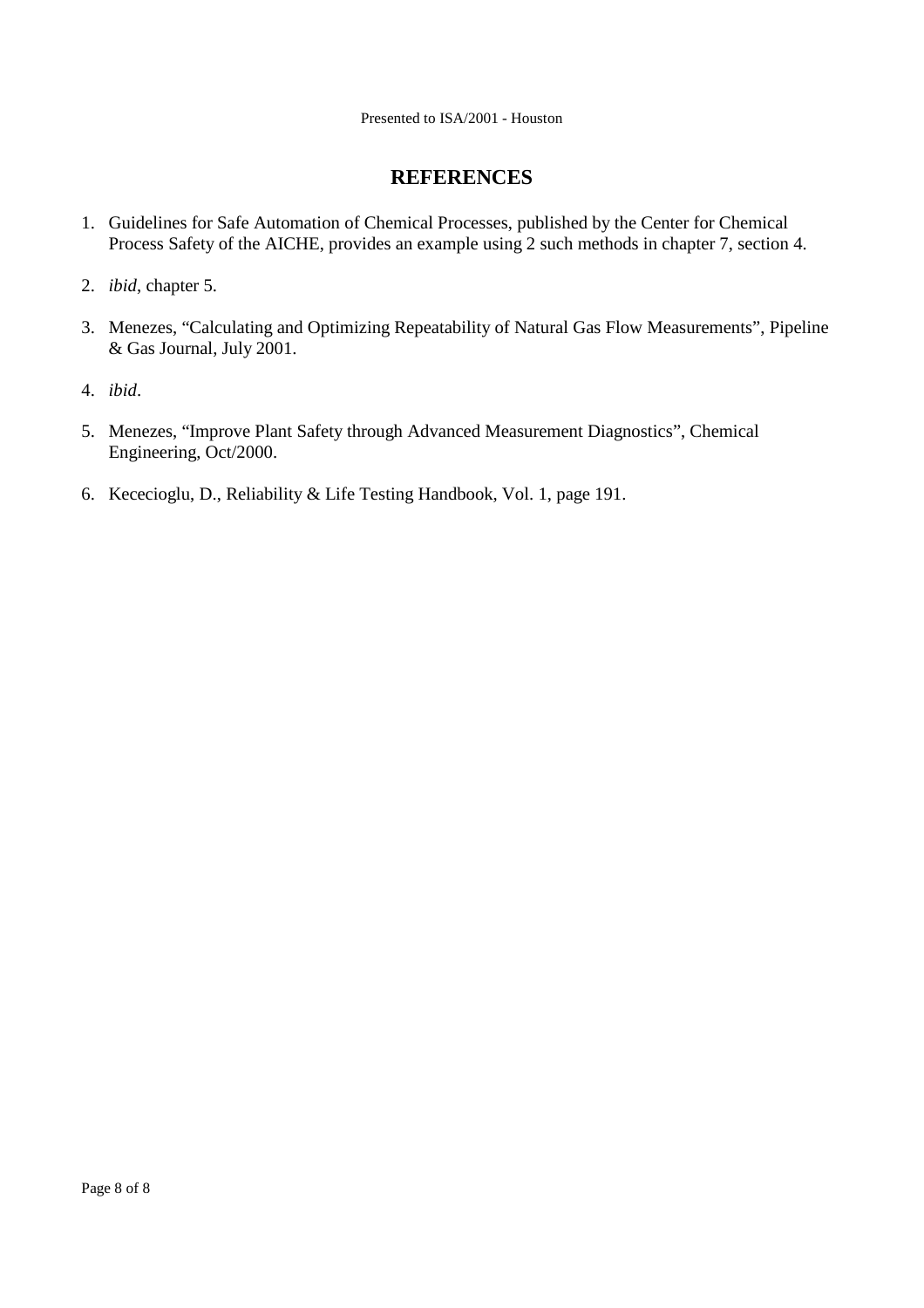## REFERENCES

1. Guidelines for Safe Automation of Chemical Processes, published by the Center for Chemical Process Safety of the AICHE, provides an example using 2 such methods in chapter 7, section 4.

2. *ibid*, chapter 5.

3. Menezes, “Calculating and Optimizing Repeatability of Natural Gas Flow Measurements”, Pipeline & Gas Journal, July 2001.

4. *ibid*.

5. Menezes, “Improve Plant Safety through Advanced Measurement Diagnostics”, Chemical Engineering, Oct/2000.

6. Kececioglu, D., Reliability & Life Testing Handbook, Vol. 1, page 191.